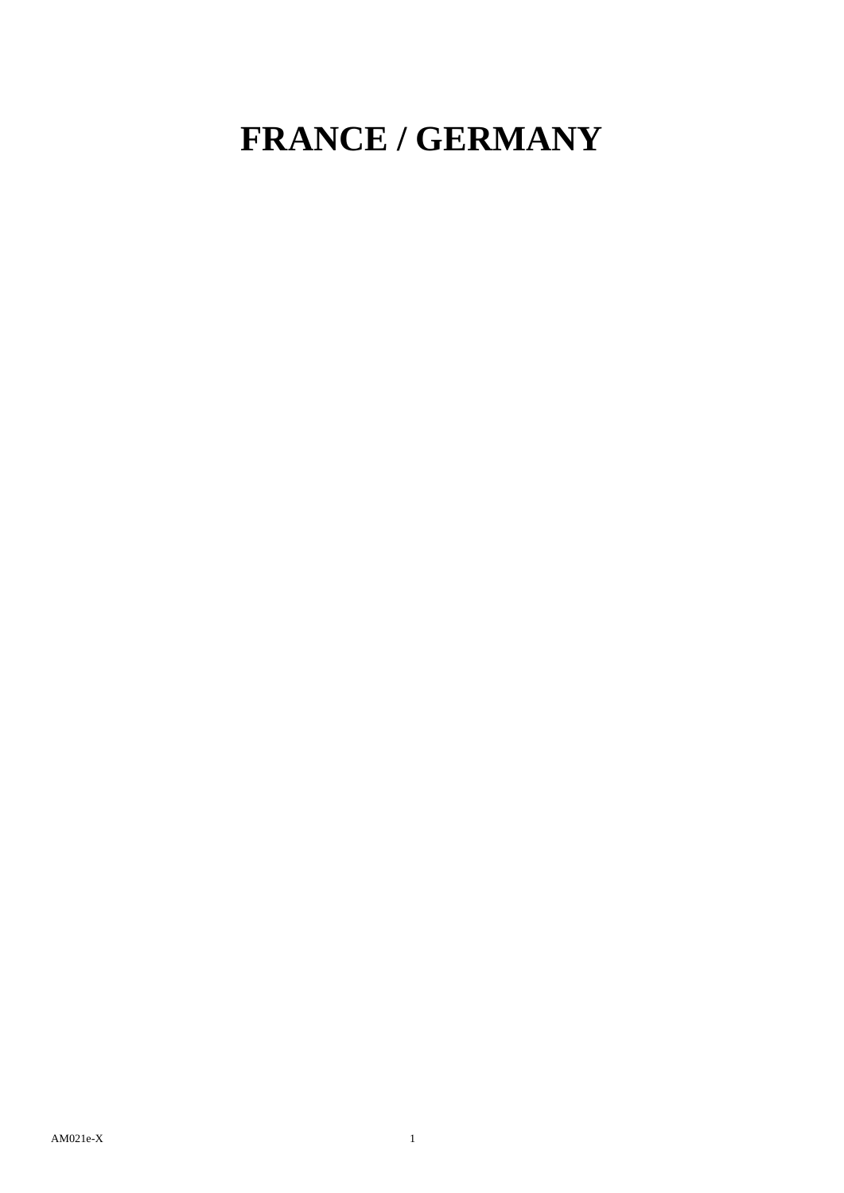# FRANCE / GERMANY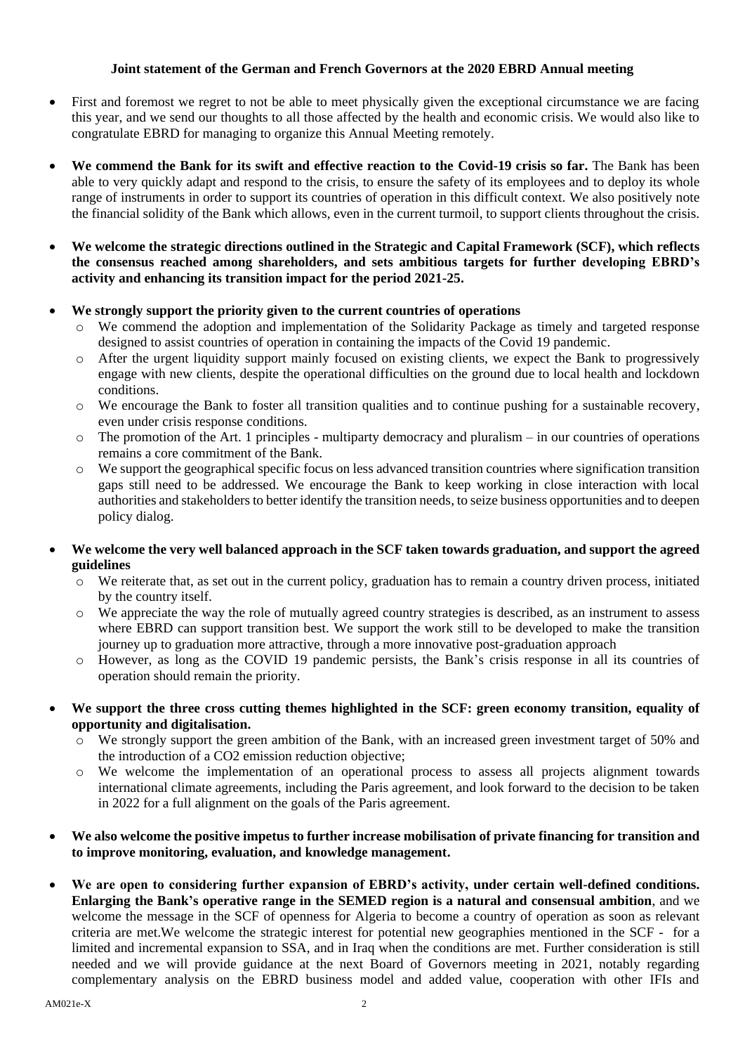**Joint statement of the German and French Governors at the 2020 EBRD Annual meeting**

- First and foremost we regret to not be able to meet physically given the exceptional circumstance we are facing this year, and we send our thoughts to all those affected by the health and economic crisis. We would also like to congratulate EBRD for managing to organize this Annual Meeting remotely.

- **We commend the Bank for its swift and effective reaction to the Covid-19 crisis so far.** The Bank has been able to very quickly adapt and respond to the crisis, to ensure the safety of its employees and to deploy its whole range of instruments in order to support its countries of operation in this difficult context. We also positively note the financial solidity of the Bank which allows, even in the current turmoil, to support clients throughout the crisis.

- **We welcome the strategic directions outlined in the Strategic and Capital Framework (SCF), which reflects the consensus reached among shareholders, and sets ambitious targets for further developing EBRD's activity and enhancing its transition impact for the period 2021-25.**

- **We strongly support the priority given to the current countries of operations**
  - We commend the adoption and implementation of the Solidarity Package as timely and targeted response designed to assist countries of operation in containing the impacts of the Covid 19 pandemic.
  - After the urgent liquidity support mainly focused on existing clients, we expect the Bank to progressively engage with new clients, despite the operational difficulties on the ground due to local health and lockdown conditions.
  - We encourage the Bank to foster all transition qualities and to continue pushing for a sustainable recovery, even under crisis response conditions.
  - The promotion of the Art. 1 principles - multiparty democracy and pluralism – in our countries of operations remains a core commitment of the Bank.
  - We support the geographical specific focus on less advanced transition countries where signification transition gaps still need to be addressed. We encourage the Bank to keep working in close interaction with local authorities and stakeholders to better identify the transition needs, to seize business opportunities and to deepen policy dialog.

- **We welcome the very well balanced approach in the SCF taken towards graduation, and support the agreed guidelines**
  - We reiterate that, as set out in the current policy, graduation has to remain a country driven process, initiated by the country itself.
  - We appreciate the way the role of mutually agreed country strategies is described, as an instrument to assess where EBRD can support transition best. We support the work still to be developed to make the transition journey up to graduation more attractive, through a more innovative post-graduation approach
  - However, as long as the COVID 19 pandemic persists, the Bank's crisis response in all its countries of operation should remain the priority.

- **We support the three cross cutting themes highlighted in the SCF: green economy transition, equality of opportunity and digitalisation.**
  - We strongly support the green ambition of the Bank, with an increased green investment target of 50% and the introduction of a $CO_2$ emission reduction objective;
  - We welcome the implementation of an operational process to assess all projects alignment towards international climate agreements, including the Paris agreement, and look forward to the decision to be taken in 2022 for a full alignment on the goals of the Paris agreement.

- **We also welcome the positive impetus to further increase mobilisation of private financing for transition and to improve monitoring, evaluation, and knowledge management.**

- **We are open to considering further expansion of EBRD's activity, under certain well-defined conditions. Enlarging the Bank's operative range in the SEMED region is a natural and consensual ambition**, and we welcome the message in the SCF of openness for Algeria to become a country of operation as soon as relevant criteria are met.We welcome the strategic interest for potential new geographies mentioned in the SCF - for a limited and incremental expansion to SSA, and in Iraq when the conditions are met. Further consideration is still needed and we will provide guidance at the next Board of Governors meeting in 2021, notably regarding complementary analysis on the EBRD business model and added value, cooperation with other IFIs and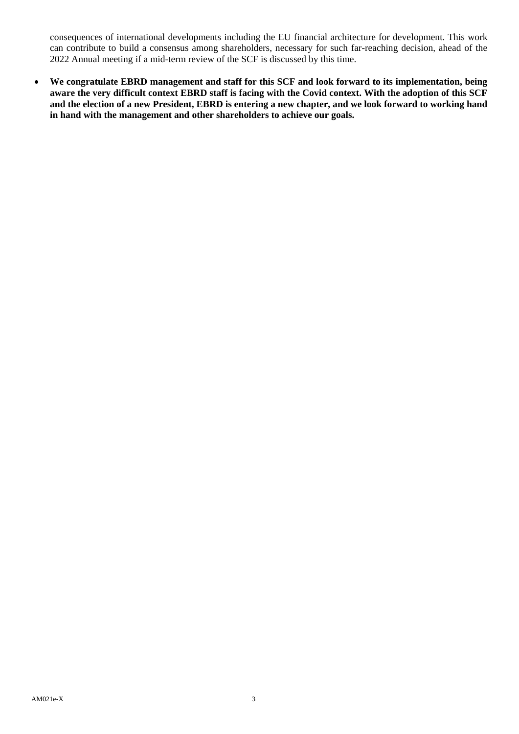consequences of international developments including the EU financial architecture for development. This work can contribute to build a consensus among shareholders, necessary for such far-reaching decision, ahead of the 2022 Annual meeting if a mid-term review of the SCF is discussed by this time.

- **We congratulate EBRD management and staff for this SCF and look forward to its implementation, being aware the very difficult context EBRD staff is facing with the Covid context. With the adoption of this SCF and the election of a new President, EBRD is entering a new chapter, and we look forward to working hand in hand with the management and other shareholders to achieve our goals.**